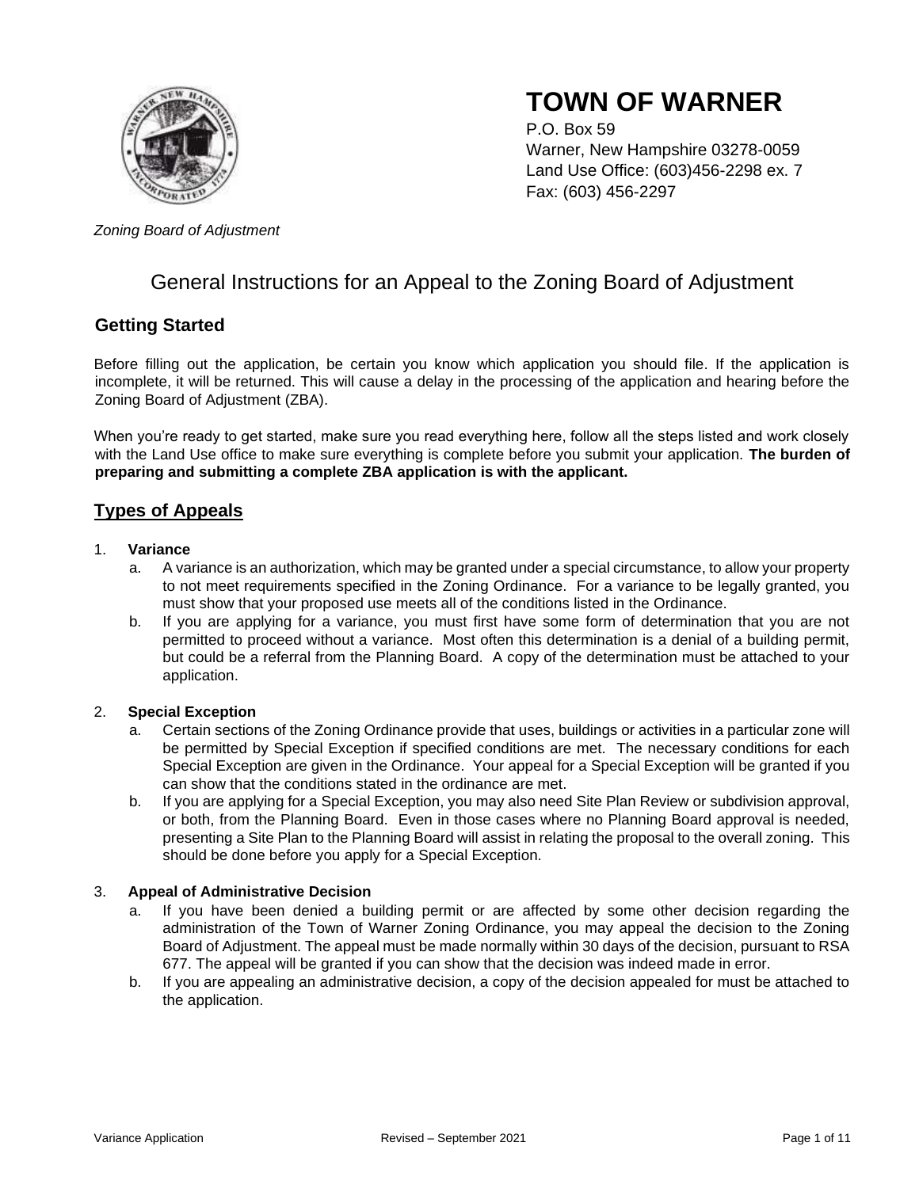# TOWN OF WARNER

P.O. Box 59
Warner, New Hampshire 03278-0059
Land Use Office: (603)456-2298 ex. 7
Fax: (603) 456-2297

*Zoning Board of Adjustment*

## General Instructions for an Appeal to the Zoning Board of Adjustment

### Getting Started

Before filling out the application, be certain you know which application you should file. If the application is incomplete, it will be returned. This will cause a delay in the processing of the application and hearing before the Zoning Board of Adjustment (ZBA).

When you're ready to get started, make sure you read everything here, follow all the steps listed and work closely with the Land Use office to make sure everything is complete before you submit your application. **The burden of preparing and submitting a complete ZBA application is with the applicant.**

### Types of Appeals

1. **Variance**
   a. A variance is an authorization, which may be granted under a special circumstance, to allow your property to not meet requirements specified in the Zoning Ordinance. For a variance to be legally granted, you must show that your proposed use meets all of the conditions listed in the Ordinance.
   b. If you are applying for a variance, you must first have some form of determination that you are not permitted to proceed without a variance. Most often this determination is a denial of a building permit, but could be a referral from the Planning Board. A copy of the determination must be attached to your application.

2. **Special Exception**
   a. Certain sections of the Zoning Ordinance provide that uses, buildings or activities in a particular zone will be permitted by Special Exception if specified conditions are met. The necessary conditions for each Special Exception are given in the Ordinance. Your appeal for a Special Exception will be granted if you can show that the conditions stated in the ordinance are met.
   b. If you are applying for a Special Exception, you may also need Site Plan Review or subdivision approval, or both, from the Planning Board. Even in those cases where no Planning Board approval is needed, presenting a Site Plan to the Planning Board will assist in relating the proposal to the overall zoning. This should be done before you apply for a Special Exception.

3. **Appeal of Administrative Decision**
   a. If you have been denied a building permit or are affected by some other decision regarding the administration of the Town of Warner Zoning Ordinance, you may appeal the decision to the Zoning Board of Adjustment. The appeal must be made normally within 30 days of the decision, pursuant to RSA 677. The appeal will be granted if you can show that the decision was indeed made in error.
   b. If you are appealing an administrative decision, a copy of the decision appealed for must be attached to the application.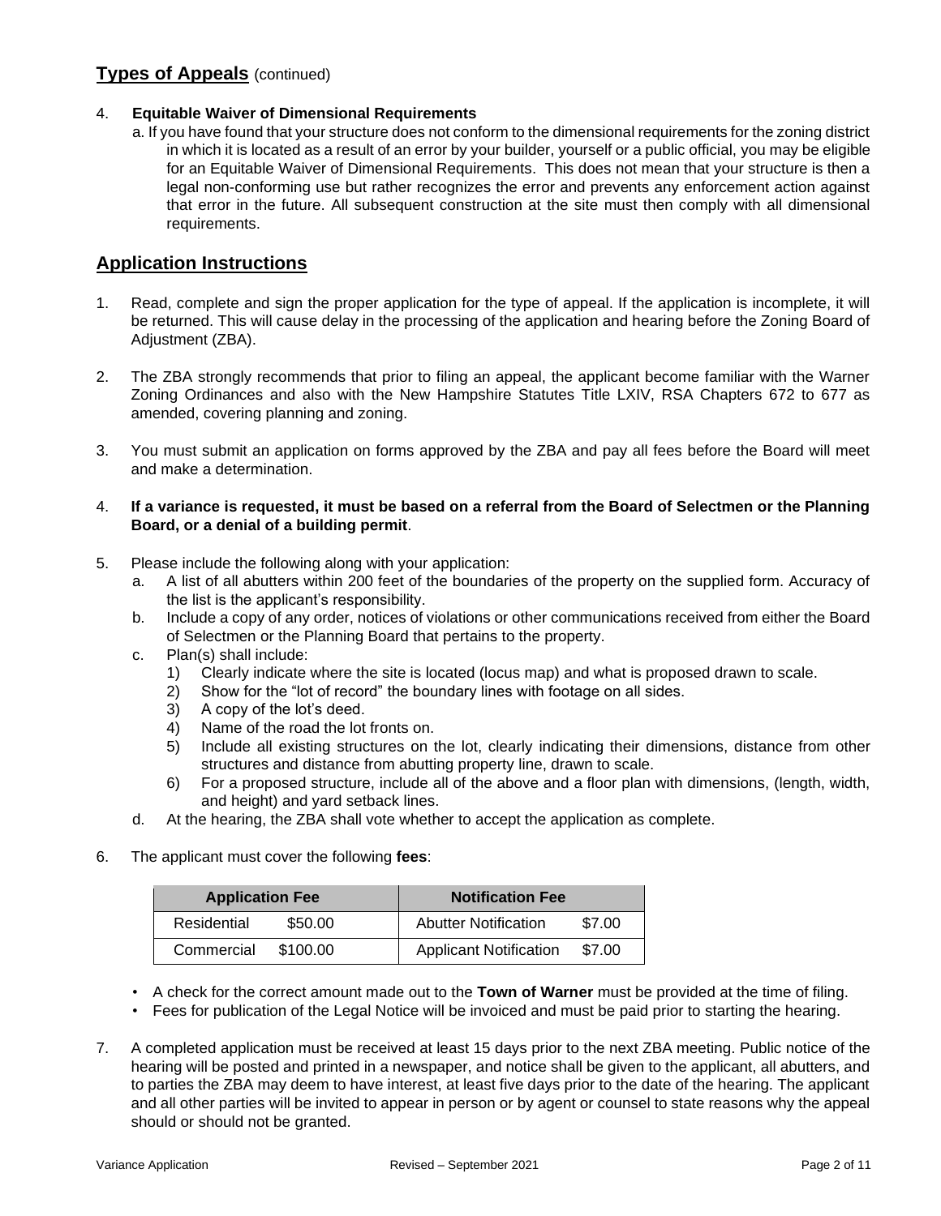## Types of Appeals (continued)

4. **Equitable Waiver of Dimensional Requirements**

   a. If you have found that your structure does not conform to the dimensional requirements for the zoning district in which it is located as a result of an error by your builder, yourself or a public official, you may be eligible for an Equitable Waiver of Dimensional Requirements. This does not mean that your structure is then a legal non-conforming use but rather recognizes the error and prevents any enforcement action against that error in the future. All subsequent construction at the site must then comply with all dimensional requirements.

## Application Instructions

1. Read, complete and sign the proper application for the type of appeal. If the application is incomplete, it will be returned. This will cause delay in the processing of the application and hearing before the Zoning Board of Adjustment (ZBA).

2. The ZBA strongly recommends that prior to filing an appeal, the applicant become familiar with the Warner Zoning Ordinances and also with the New Hampshire Statutes Title LXIV, RSA Chapters 672 to 677 as amended, covering planning and zoning.

3. You must submit an application on forms approved by the ZBA and pay all fees before the Board will meet and make a determination.

4. **If a variance is requested, it must be based on a referral from the Board of Selectmen or the Planning Board, or a denial of a building permit**.

5. Please include the following along with your application:
   a. A list of all abutters within 200 feet of the boundaries of the property on the supplied form. Accuracy of the list is the applicant's responsibility.
   b. Include a copy of any order, notices of violations or other communications received from either the Board of Selectmen or the Planning Board that pertains to the property.
   c. Plan(s) shall include:
      1) Clearly indicate where the site is located (locus map) and what is proposed drawn to scale.
      2) Show for the "lot of record" the boundary lines with footage on all sides.
      3) A copy of the lot's deed.
      4) Name of the road the lot fronts on.
      5) Include all existing structures on the lot, clearly indicating their dimensions, distance from other structures and distance from abutting property line, drawn to scale.
      6) For a proposed structure, include all of the above and a floor plan with dimensions, (length, width, and height) and yard setback lines.
   d. At the hearing, the ZBA shall vote whether to accept the application as complete.

6. The applicant must cover the following **fees**:

| Application Fee | | Notification Fee | |
|---|---|---|---|
| Residential | $50.00 | Abutter Notification | $7.00 |
| Commercial | $100.00 | Applicant Notification | $7.00 |

   - A check for the correct amount made out to the **Town of Warner** must be provided at the time of filing.
   - Fees for publication of the Legal Notice will be invoiced and must be paid prior to starting the hearing.

7. A completed application must be received at least 15 days prior to the next ZBA meeting. Public notice of the hearing will be posted and printed in a newspaper, and notice shall be given to the applicant, all abutters, and to parties the ZBA may deem to have interest, at least five days prior to the date of the hearing. The applicant and all other parties will be invited to appear in person or by agent or counsel to state reasons why the appeal should or should not be granted.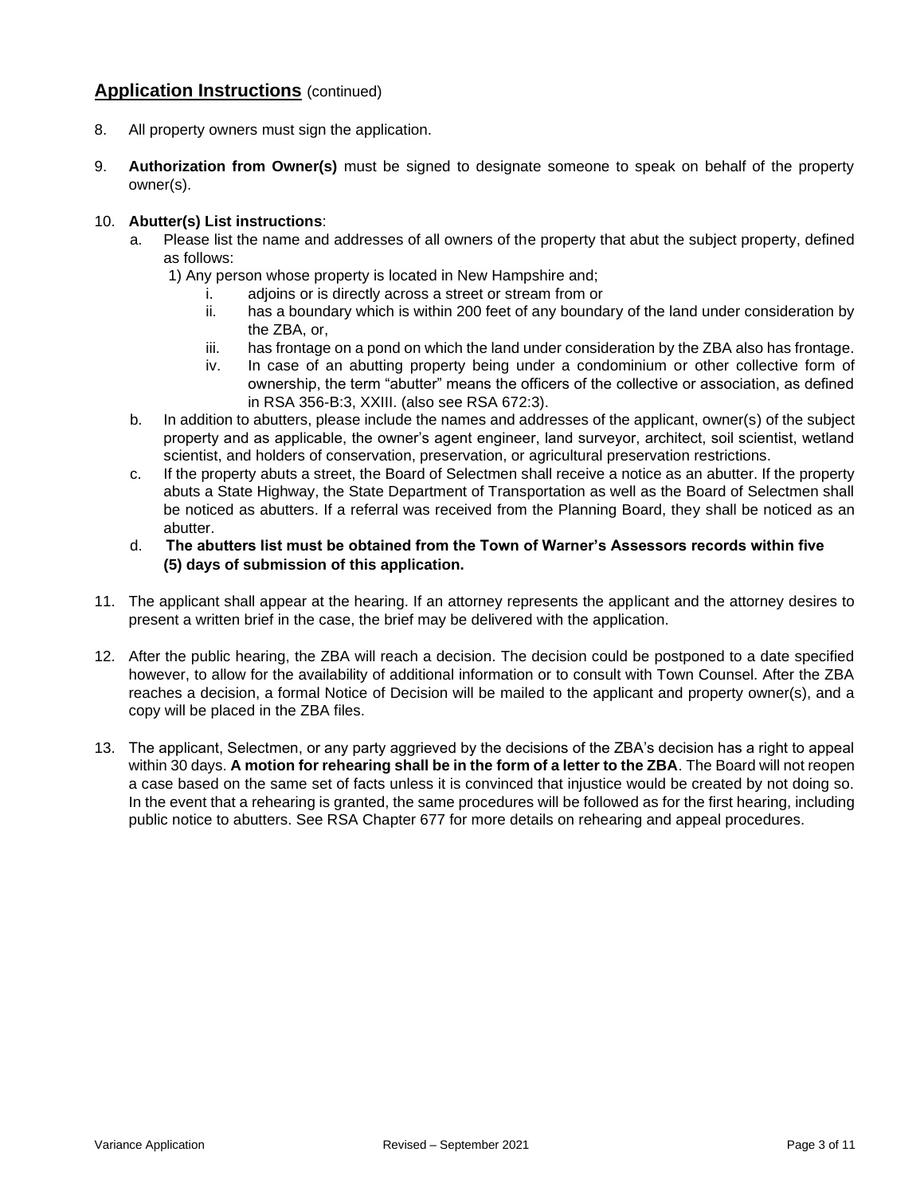## Application Instructions (continued)

8. All property owners must sign the application.

9. **Authorization from Owner(s)** must be signed to designate someone to speak on behalf of the property owner(s).

10. **Abutter(s) List instructions**:
    a. Please list the name and addresses of all owners of the property that abut the subject property, defined as follows:
       1) Any person whose property is located in New Hampshire and;
          i. adjoins or is directly across a street or stream from or
          ii. has a boundary which is within 200 feet of any boundary of the land under consideration by the ZBA, or,
          iii. has frontage on a pond on which the land under consideration by the ZBA also has frontage.
          iv. In case of an abutting property being under a condominium or other collective form of ownership, the term "abutter" means the officers of the collective or association, as defined in RSA 356-B:3, XXIII. (also see RSA 672:3).
    b. In addition to abutters, please include the names and addresses of the applicant, owner(s) of the subject property and as applicable, the owner's agent engineer, land surveyor, architect, soil scientist, wetland scientist, and holders of conservation, preservation, or agricultural preservation restrictions.
    c. If the property abuts a street, the Board of Selectmen shall receive a notice as an abutter. If the property abuts a State Highway, the State Department of Transportation as well as the Board of Selectmen shall be noticed as abutters. If a referral was received from the Planning Board, they shall be noticed as an abutter.
    d. **The abutters list must be obtained from the Town of Warner's Assessors records within five (5) days of submission of this application.**

11. The applicant shall appear at the hearing. If an attorney represents the applicant and the attorney desires to present a written brief in the case, the brief may be delivered with the application.

12. After the public hearing, the ZBA will reach a decision. The decision could be postponed to a date specified however, to allow for the availability of additional information or to consult with Town Counsel. After the ZBA reaches a decision, a formal Notice of Decision will be mailed to the applicant and property owner(s), and a copy will be placed in the ZBA files.

13. The applicant, Selectmen, or any party aggrieved by the decisions of the ZBA's decision has a right to appeal within 30 days. **A motion for rehearing shall be in the form of a letter to the ZBA**. The Board will not reopen a case based on the same set of facts unless it is convinced that injustice would be created by not doing so. In the event that a rehearing is granted, the same procedures will be followed as for the first hearing, including public notice to abutters. See RSA Chapter 677 for more details on rehearing and appeal procedures.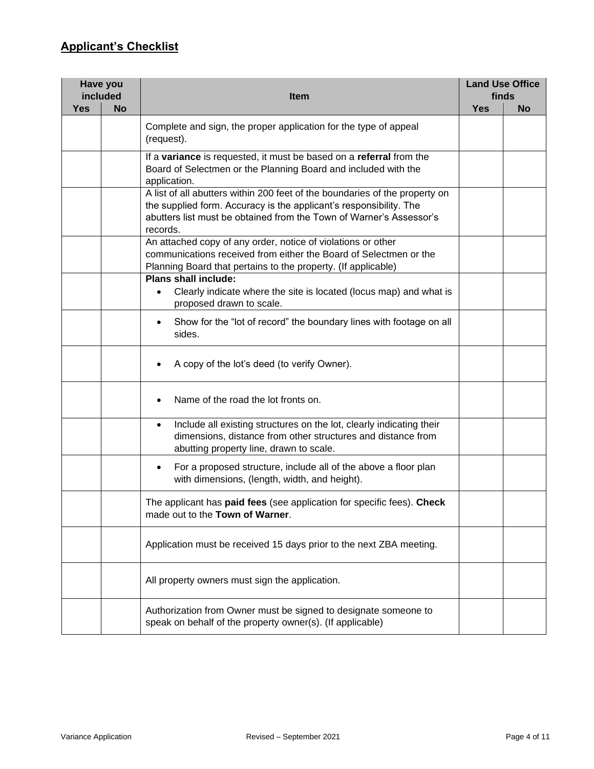## Applicant's Checklist

| Have you included | | Item | Land Use Office finds | |
|---|---|---|---|---|
| Yes | No | | Yes | No |
| | | Complete and sign, the proper application for the type of appeal (request). | | |
| | | If a **variance** is requested, it must be based on a **referral** from the Board of Selectmen or the Planning Board and included with the application. | | |
| | | A list of all abutters within 200 feet of the boundaries of the property on the supplied form. Accuracy is the applicant's responsibility. The abutters list must be obtained from the Town of Warner's Assessor's records. | | |
| | | An attached copy of any order, notice of violations or other communications received from either the Board of Selectmen or the Planning Board that pertains to the property. (If applicable) | | |
| | | **Plans shall include:** • Clearly indicate where the site is located (locus map) and what is proposed drawn to scale. | | |
| | | • Show for the "lot of record" the boundary lines with footage on all sides. | | |
| | | • A copy of the lot's deed (to verify Owner). | | |
| | | • Name of the road the lot fronts on. | | |
| | | • Include all existing structures on the lot, clearly indicating their dimensions, distance from other structures and distance from abutting property line, drawn to scale. | | |
| | | • For a proposed structure, include all of the above a floor plan with dimensions, (length, width, and height). | | |
| | | The applicant has **paid fees** (see application for specific fees). **Check** made out to the **Town of Warner**. | | |
| | | Application must be received 15 days prior to the next ZBA meeting. | | |
| | | All property owners must sign the application. | | |
| | | Authorization from Owner must be signed to designate someone to speak on behalf of the property owner(s). (If applicable) | | |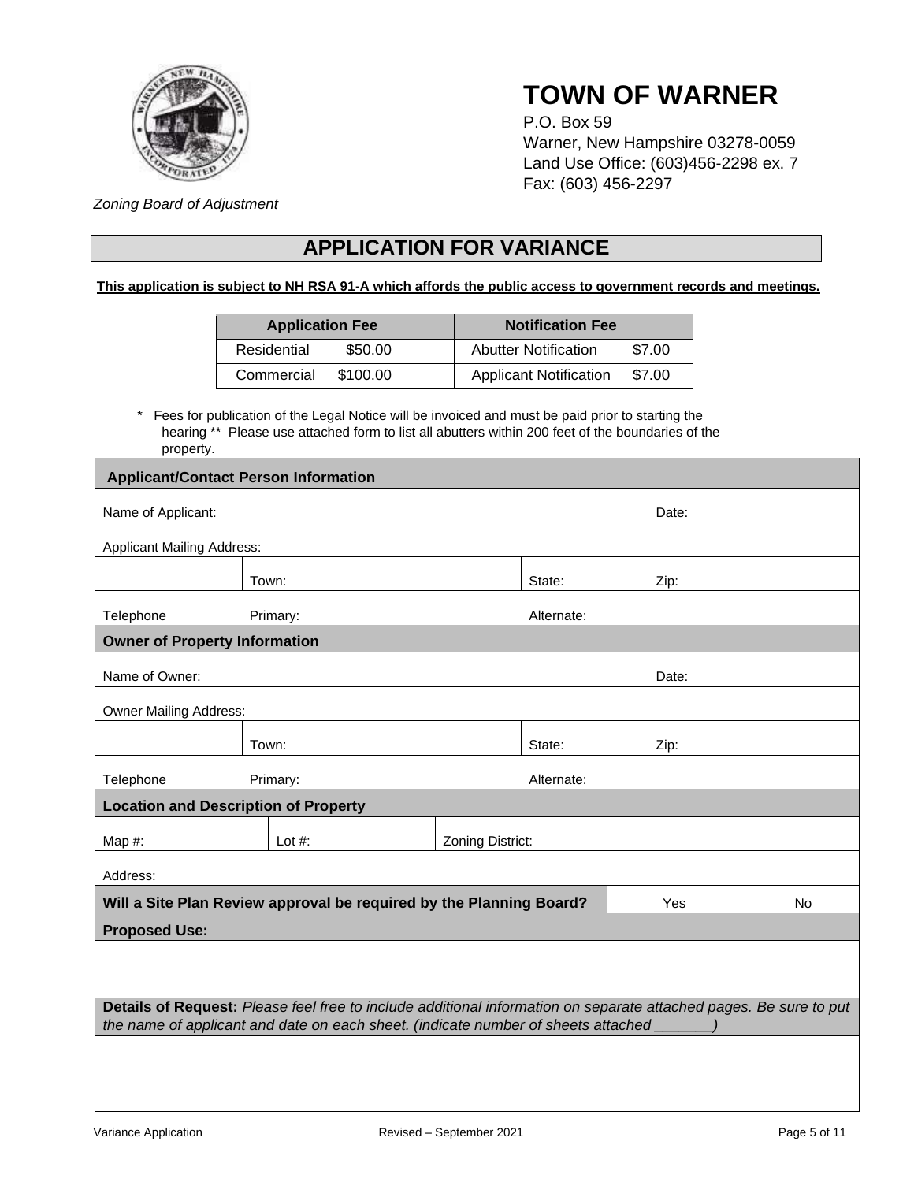# TOWN OF WARNER

P.O. Box 59
Warner, New Hampshire 03278-0059
Land Use Office: (603)456-2298 ex. 7
Fax: (603) 456-2297

*Zoning Board of Adjustment*

## APPLICATION FOR VARIANCE

**This application is subject to NH RSA 91-A which affords the public access to government records and meetings.**

| Application Fee | | Notification Fee | |
|---|---|---|---|
| Residential | $50.00 | Abutter Notification | $7.00 |
| Commercial | $100.00 | Applicant Notification | $7.00 |

\* Fees for publication of the Legal Notice will be invoiced and must be paid prior to starting the hearing ** Please use attached form to list all abutters within 200 feet of the boundaries of the property.

| **Applicant/Contact Person Information** | | | |
|---|---|---|---|
| Name of Applicant: | | | Date: |
| Applicant Mailing Address: | | | |
| | Town: | State: | Zip: |
| Telephone | Primary: | Alternate: | |
| **Owner of Property Information** | | | |
| Name of Owner: | | | Date: |
| Owner Mailing Address: | | | |
| | Town: | State: | Zip: |
| Telephone | Primary: | Alternate: | |

| **Location and Description of Property** | | |
|---|---|---|
| Map #: | Lot #: | Zoning District: |
| Address: | | |

**Will a Site Plan Review approval be required by the Planning Board?** Yes No

**Proposed Use:**

**Details of Request:** *Please feel free to include additional information on separate attached pages. Be sure to put the name of applicant and date on each sheet. (indicate number of sheets attached _______)*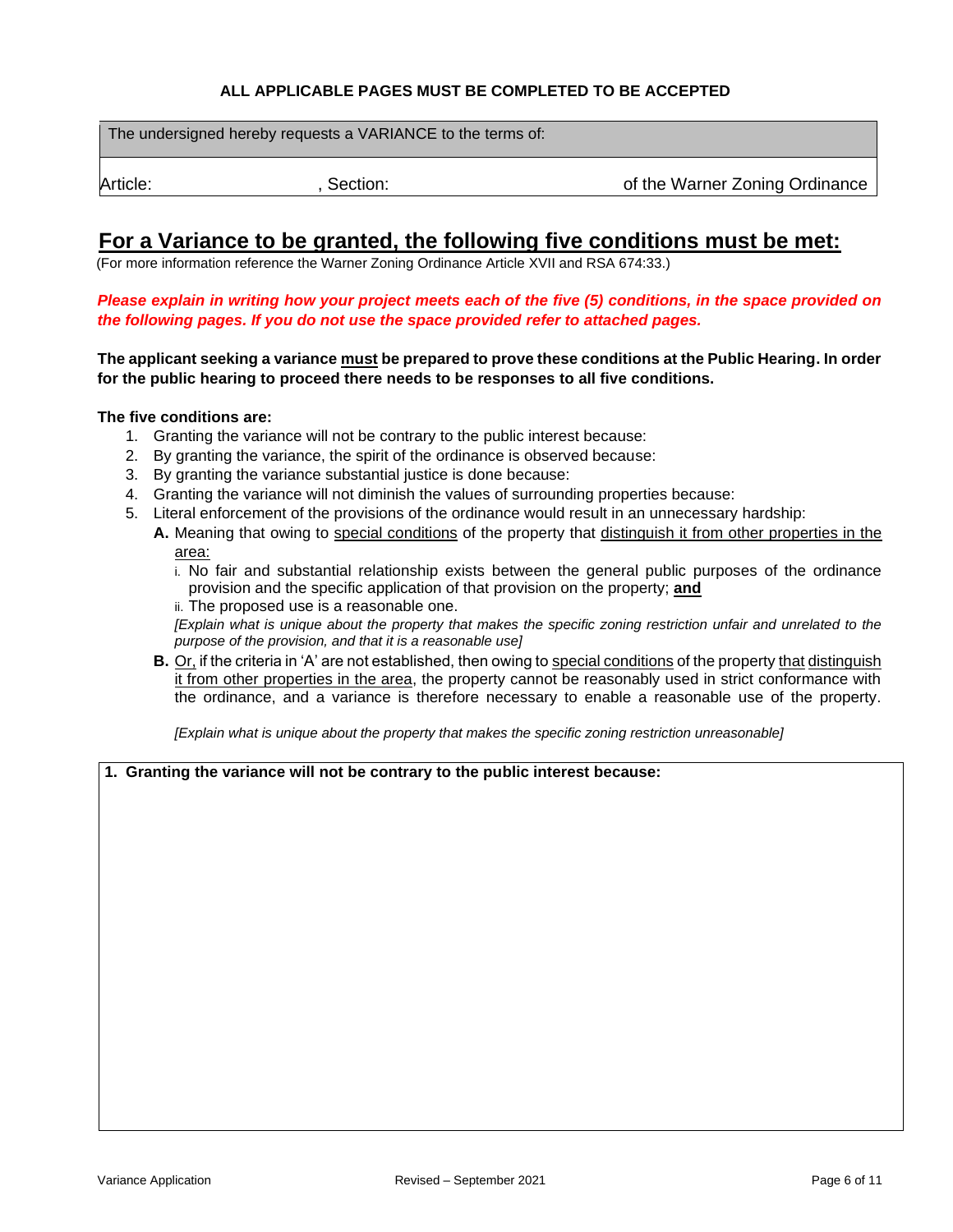**ALL APPLICABLE PAGES MUST BE COMPLETED TO BE ACCEPTED**

| The undersigned hereby requests a VARIANCE to the terms of: |
|---|
| Article: , Section: of the Warner Zoning Ordinance |

## <u>For a Variance to be granted, the following five conditions must be met:</u>

(For more information reference the Warner Zoning Ordinance Article XVII and RSA 674:33.)

***Please explain in writing how your project meets each of the five (5) conditions, in the space provided on the following pages. If you do not use the space provided refer to attached pages.***

**The applicant seeking a variance <u>must</u> be prepared to prove these conditions at the Public Hearing. In order for the public hearing to proceed there needs to be responses to all five conditions.**

**The five conditions are:**

1. Granting the variance will not be contrary to the public interest because:
2. By granting the variance, the spirit of the ordinance is observed because:
3. By granting the variance substantial justice is done because:
4. Granting the variance will not diminish the values of surrounding properties because:
5. Literal enforcement of the provisions of the ordinance would result in an unnecessary hardship:
   - **A.** Meaning that owing to <u>special conditions</u> of the property that <u>distinguish it from other properties in the area:</u>
     - i. No fair and substantial relationship exists between the general public purposes of the ordinance provision and the specific application of that provision on the property; <u>**and**</u>
     - ii. The proposed use is a reasonable one.

     *[Explain what is unique about the property that makes the specific zoning restriction unfair and unrelated to the purpose of the provision, and that it is a reasonable use]*
   - **B.** <u>Or,</u> if the criteria in 'A' are not established, then owing to <u>special conditions</u> of the property <u>that distinguish it from other properties in the area</u>, the property cannot be reasonably used in strict conformance with the ordinance, and a variance is therefore necessary to enable a reasonable use of the property.

     *[Explain what is unique about the property that makes the specific zoning restriction unreasonable]*

| **1. Granting the variance will not be contrary to the public interest because:** |
|---|
| |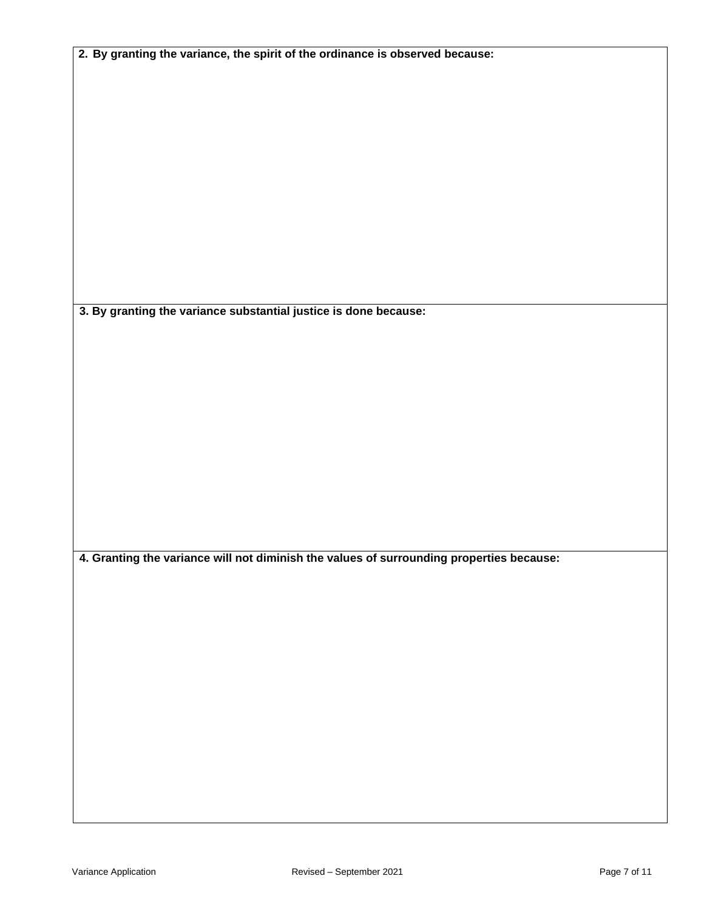**2. By granting the variance, the spirit of the ordinance is observed because:**

**3. By granting the variance substantial justice is done because:**

**4. Granting the variance will not diminish the values of surrounding properties because:**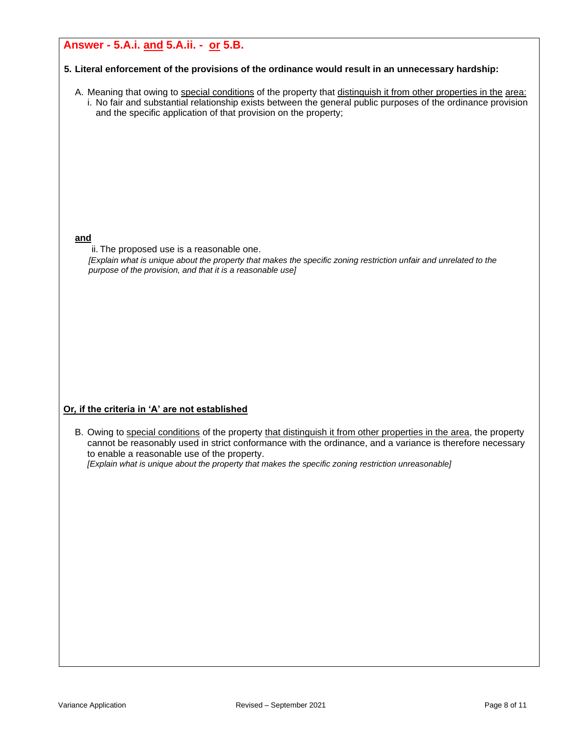**Answer - 5.A.i. <u>and</u> 5.A.ii. - <u>or</u> 5.B.**

**5. Literal enforcement of the provisions of the ordinance would result in an unnecessary hardship:**

A. Meaning that owing to <u>special conditions</u> of the property that <u>distinguish it from other properties in the area:</u>

i. No fair and substantial relationship exists between the general public purposes of the ordinance provision and the specific application of that provision on the property;

**<u>and</u>**

ii. The proposed use is a reasonable one.

*[Explain what is unique about the property that makes the specific zoning restriction unfair and unrelated to the purpose of the provision, and that it is a reasonable use]*

**<u>Or, if the criteria in 'A' are not established</u>**

B. Owing to <u>special conditions</u> of the property <u>that distinguish it from other properties in the area</u>, the property cannot be reasonably used in strict conformance with the ordinance, and a variance is therefore necessary to enable a reasonable use of the property.

*[Explain what is unique about the property that makes the specific zoning restriction unreasonable]*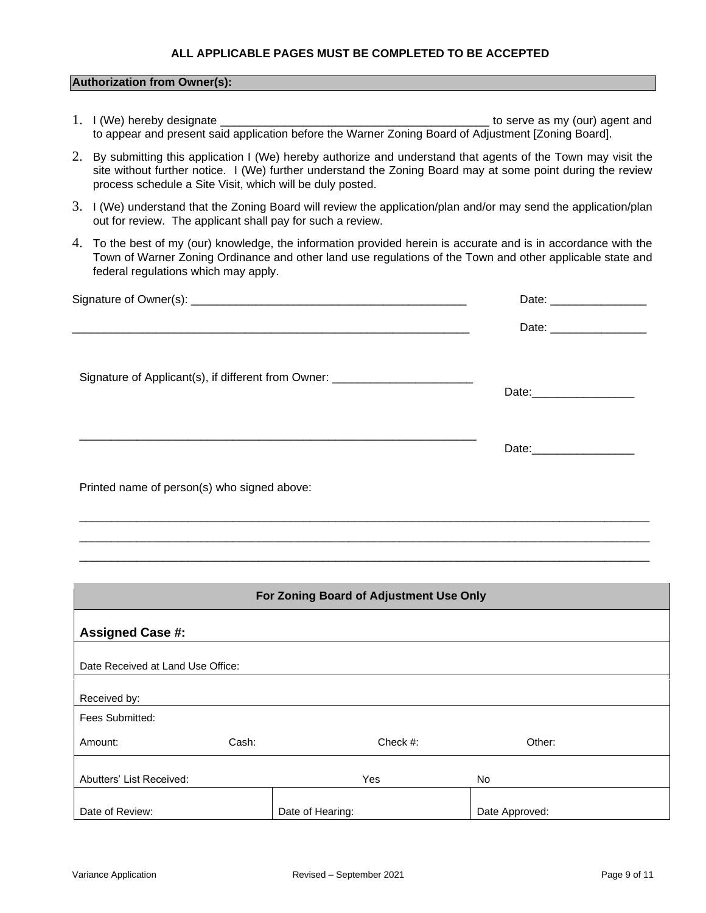**ALL APPLICABLE PAGES MUST BE COMPLETED TO BE ACCEPTED**

**Authorization from Owner(s):**

1. I (We) hereby designate ________________________________________ to serve as my (our) agent and to appear and present said application before the Warner Zoning Board of Adjustment [Zoning Board].
2. By submitting this application I (We) hereby authorize and understand that agents of the Town may visit the site without further notice. I (We) further understand the Zoning Board may at some point during the review process schedule a Site Visit, which will be duly posted.
3. I (We) understand that the Zoning Board will review the application/plan and/or may send the application/plan out for review. The applicant shall pay for such a review.
4. To the best of my (our) knowledge, the information provided herein is accurate and is in accordance with the Town of Warner Zoning Ordinance and other land use regulations of the Town and other applicable state and federal regulations which may apply.

Signature of Owner(s): ________________________________________ Date: _______________

______________________________________________________________ Date: _______________

Signature of Applicant(s), if different from Owner: ______________________ Date:________________

______________________________________________________________ Date:________________

Printed name of person(s) who signed above:

______________________________________________________________________________________

______________________________________________________________________________________

______________________________________________________________________________________

| For Zoning Board of Adjustment Use Only | | | |
|---|---|---|---|
| **Assigned Case #:** | | | |
| Date Received at Land Use Office: | | | |
| Received by: | | | |
| Fees Submitted: | | | |
| Amount: | Cash: | Check #: | Other: |
| Abutters' List Received: | | Yes | No |
| Date of Review: | Date of Hearing: | | Date Approved: |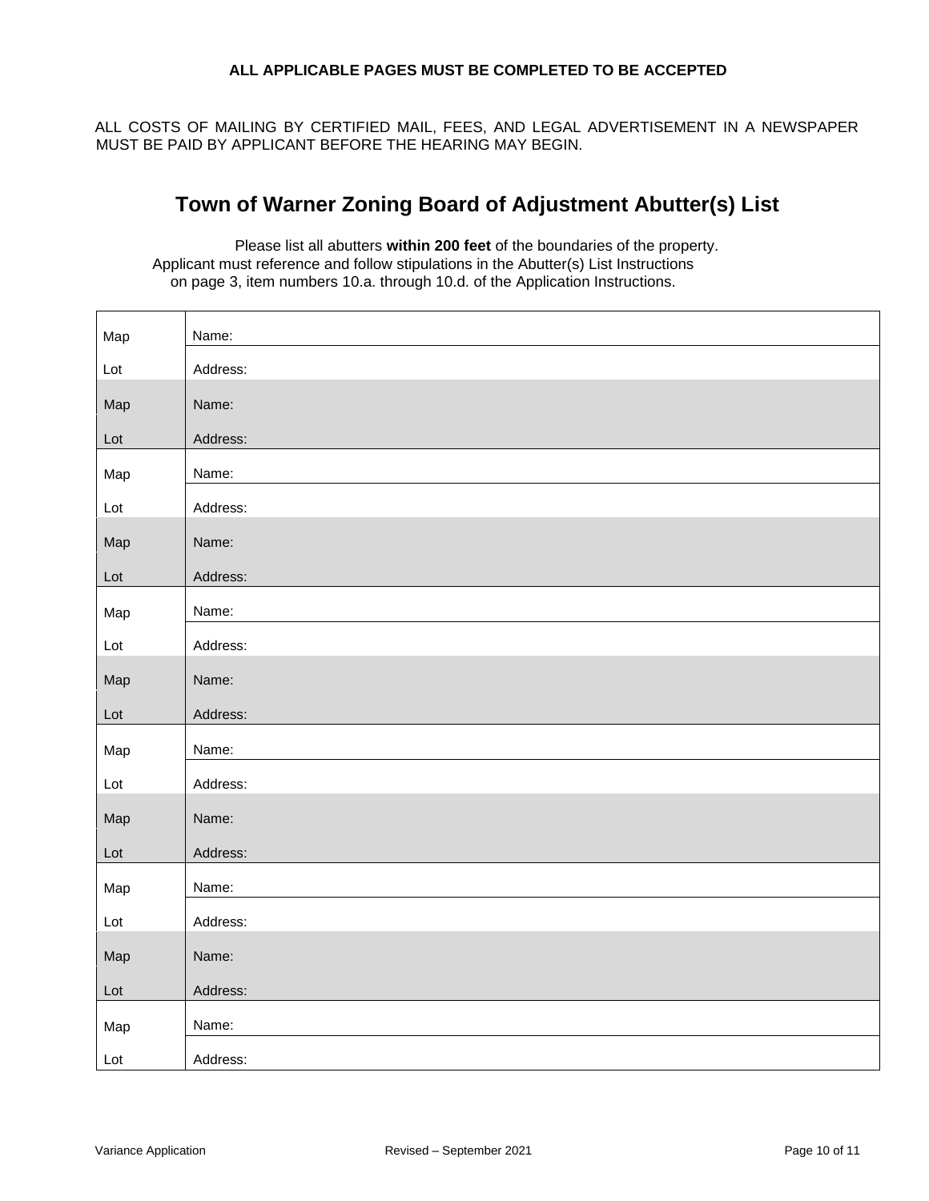**ALL APPLICABLE PAGES MUST BE COMPLETED TO BE ACCEPTED**

ALL COSTS OF MAILING BY CERTIFIED MAIL, FEES, AND LEGAL ADVERTISEMENT IN A NEWSPAPER MUST BE PAID BY APPLICANT BEFORE THE HEARING MAY BEGIN.

# Town of Warner Zoning Board of Adjustment Abutter(s) List

Please list all abutters **within 200 feet** of the boundaries of the property. Applicant must reference and follow stipulations in the Abutter(s) List Instructions on page 3, item numbers 10.a. through 10.d. of the Application Instructions.

| | |
|---|---|
| Map | Name: |
| Lot | Address: |
| Map | Name: |
| Lot | Address: |
| Map | Name: |
| Lot | Address: |
| Map | Name: |
| Lot | Address: |
| Map | Name: |
| Lot | Address: |
| Map | Name: |
| Lot | Address: |
| Map | Name: |
| Lot | Address: |
| Map | Name: |
| Lot | Address: |
| Map | Name: |
| Lot | Address: |
| Map | Name: |
| Lot | Address: |
| Map | Name: |
| Lot | Address: |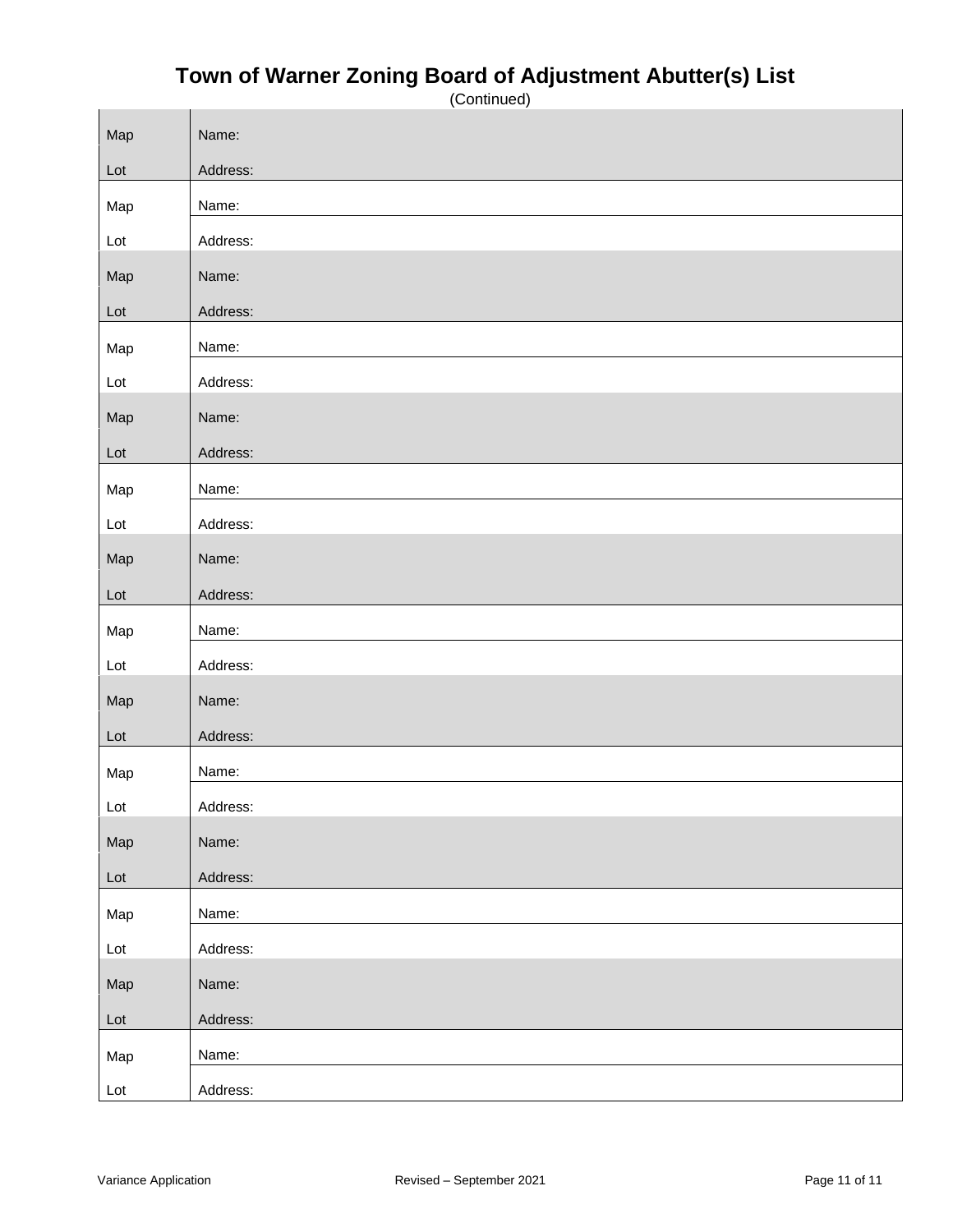# Town of Warner Zoning Board of Adjustment Abutter(s) List

(Continued)

| | |
|---|---|
| Map | Name: |
| Lot | Address: |
| Map | Name: |
| Lot | Address: |
| Map | Name: |
| Lot | Address: |
| Map | Name: |
| Lot | Address: |
| Map | Name: |
| Lot | Address: |
| Map | Name: |
| Lot | Address: |
| Map | Name: |
| Lot | Address: |
| Map | Name: |
| Lot | Address: |
| Map | Name: |
| Lot | Address: |
| Map | Name: |
| Lot | Address: |
| Map | Name: |
| Lot | Address: |
| Map | Name: |
| Lot | Address: |
| Map | Name: |
| Lot | Address: |
| Map | Name: |
| Lot | Address: |